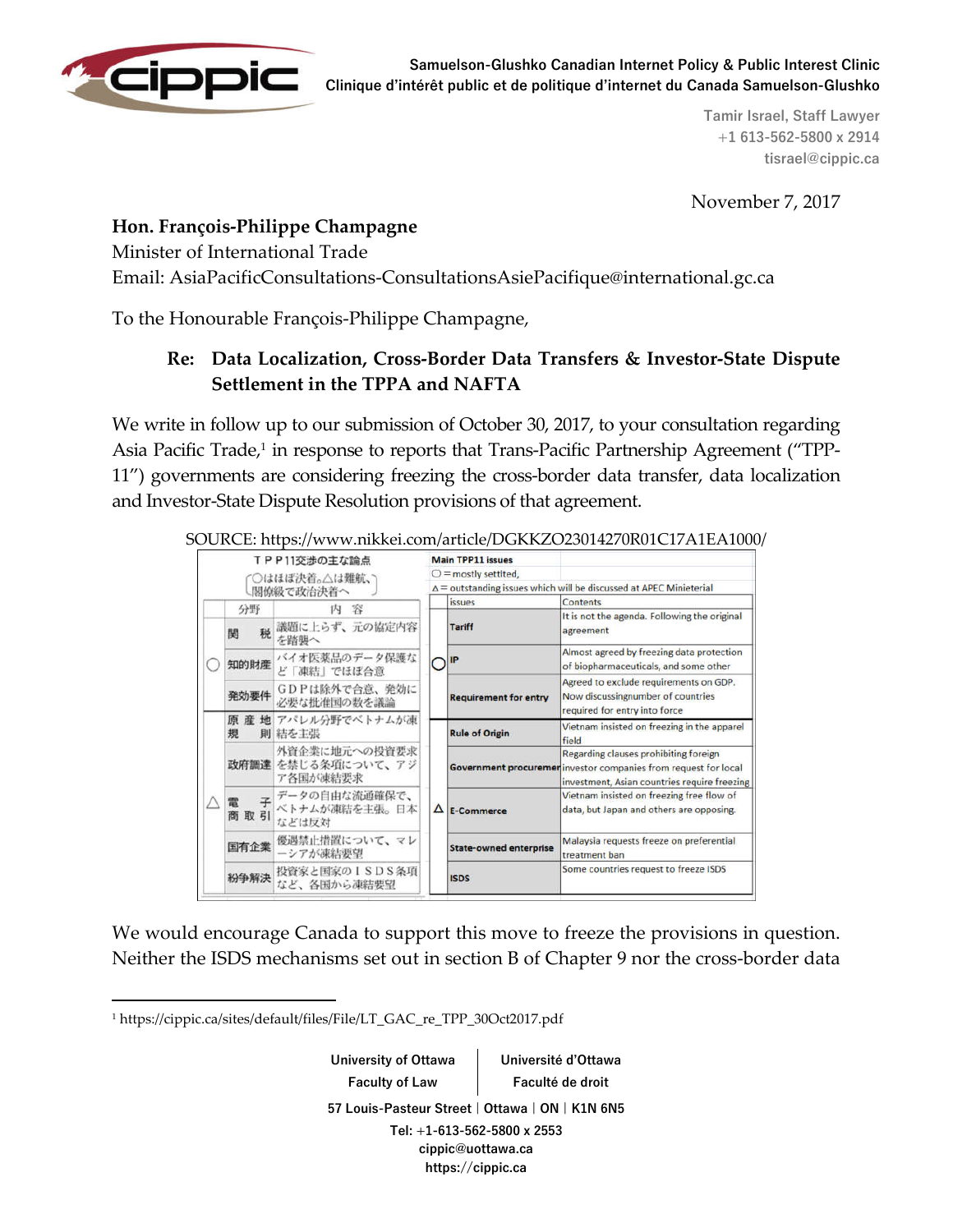**Samuelson-Glushko Canadian Internet Policy & Public Interest Clinic**
**Clinique d'intérêt public et de politique d'internet du Canada Samuelson-Glushko**

Tamir Israel, Staff Lawyer
+1 613-562-5800 x 2914
tisrael@cippic.ca

November 7, 2017

**Hon. François-Philippe Champagne**
Minister of International Trade
Email: AsiaPacificConsultations-ConsultationsAsiePacifique@international.gc.ca

To the Honourable François-Philippe Champagne,

**Re: Data Localization, Cross-Border Data Transfers & Investor-State Dispute Settlement in the TPPA and NAFTA**

We write in follow up to our submission of October 30, 2017, to your consultation regarding Asia Pacific Trade,[1] in response to reports that Trans-Pacific Partnership Agreement ("TPP-11") governments are considering freezing the cross-border data transfer, data localization and Investor-State Dispute Resolution provisions of that agreement.

SOURCE: https://www.nikkei.com/article/DGKKZO23014270R01C17A1EA1000/

ＴＰＰ11交渉の主な論点
〔○はほぼ決着。△は難航、閣僚級で政治決着へ〕

| | 分野 | 内　容 |
|---|---|---|
| | 関　税 | 議題に上らず、元の協定内容を踏襲へ |
| ○ | 知的財産 | バイオ医薬品のデータ保護など「凍結」でほぼ合意 |
| | 発効要件 | ＧＤＰは除外で合意、発効に必要な批准国の数を議論 |
| △ | 原産地規則 | アパレル分野でベトナムが凍結を主張 |
| | 政府調達 | 外資企業に地元への投資要求を禁じる条項について、アジア各国が凍結要求 |
| | 電子商取引 | データの自由な流通確保で、ベトナムが凍結を主張。日本などは反対 |
| | 国有企業 | 優遇禁止措置について、マレーシアが凍結要望 |
| | 紛争解決 | 投資家と国家のＩＳＤＳ条項など、各国から凍結要望 |

**Main TPP11 issues**
○ = mostly settlted,
Δ = outstanding issues which will be discussed at APEC Minieterial

| | issues | Contents |
|---|---|---|
| | **Tariff** | It is not the agenda. Following the original agreement |
| ○ | **IP** | Almost agreed by freezing data protection of biopharmaceuticals, and some other |
| | **Requirement for entry** | Agreed to exclude requirements on GDP. Now discussingnumber of countries required for entry into force |
| Δ | **Rule of Origin** | Vietnam insisted on freezing in the apparel field |
| | **Government procuremen** | Regarding clauses prohibiting foreign investor companies from request for local investment, Asian countries require freezing |
| | **E-Commerce** | Vietnam insisted on freezing free flow of data, but Japan and others are opposing. |
| | **State-owned enterprise** | Malaysia requests freeze on preferential treatment ban |
| | **ISDS** | Some countries request to freeze ISDS |

We would encourage Canada to support this move to freeze the provisions in question. Neither the ISDS mechanisms set out in section B of Chapter 9 nor the cross-border data

[1] https://cippic.ca/sites/default/files/File/LT_GAC_re_TPP_30Oct2017.pdf

University of Ottawa | Université d'Ottawa
Faculty of Law | Faculté de droit
57 Louis-Pasteur Street | Ottawa | ON | K1N 6N5
Tel: +1-613-562-5800 x 2553
cippic@uottawa.ca
https://cippic.ca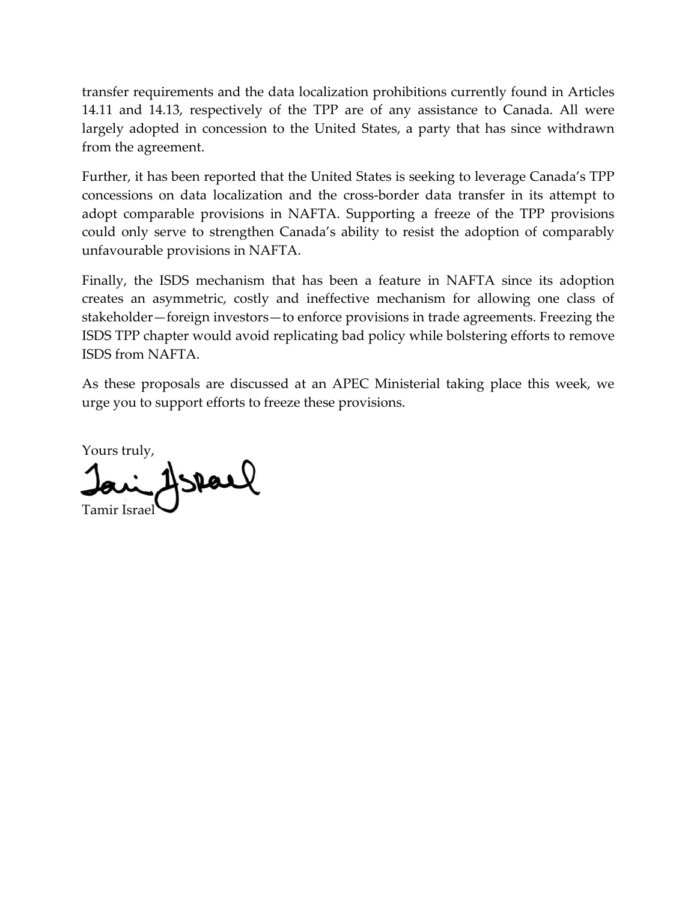transfer requirements and the data localization prohibitions currently found in Articles 14.11 and 14.13, respectively of the TPP are of any assistance to Canada. All were largely adopted in concession to the United States, a party that has since withdrawn from the agreement.

Further, it has been reported that the United States is seeking to leverage Canada's TPP concessions on data localization and the cross-border data transfer in its attempt to adopt comparable provisions in NAFTA. Supporting a freeze of the TPP provisions could only serve to strengthen Canada's ability to resist the adoption of comparably unfavourable provisions in NAFTA.

Finally, the ISDS mechanism that has been a feature in NAFTA since its adoption creates an asymmetric, costly and ineffective mechanism for allowing one class of stakeholder—foreign investors—to enforce provisions in trade agreements. Freezing the ISDS TPP chapter would avoid replicating bad policy while bolstering efforts to remove ISDS from NAFTA.

As these proposals are discussed at an APEC Ministerial taking place this week, we urge you to support efforts to freeze these provisions.

Yours truly,

Tamir Israel